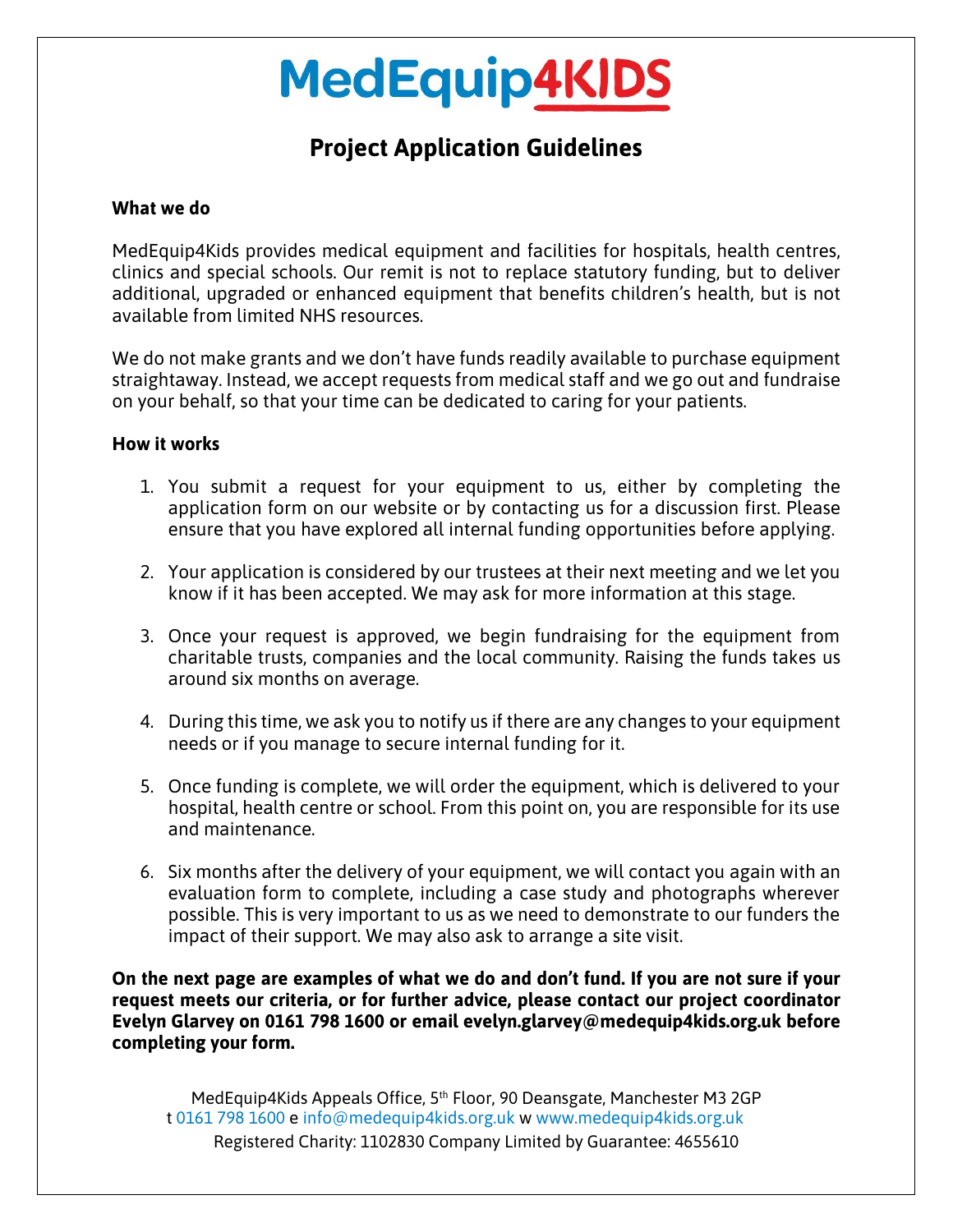# MedEquip4KIDS

## Project Application Guidelines

**What we do**

MedEquip4Kids provides medical equipment and facilities for hospitals, health centres, clinics and special schools. Our remit is not to replace statutory funding, but to deliver additional, upgraded or enhanced equipment that benefits children's health, but is not available from limited NHS resources.

We do not make grants and we don't have funds readily available to purchase equipment straightaway. Instead, we accept requests from medical staff and we go out and fundraise on your behalf, so that your time can be dedicated to caring for your patients.

**How it works**

1. You submit a request for your equipment to us, either by completing the application form on our website or by contacting us for a discussion first. Please ensure that you have explored all internal funding opportunities before applying.

2. Your application is considered by our trustees at their next meeting and we let you know if it has been accepted. We may ask for more information at this stage.

3. Once your request is approved, we begin fundraising for the equipment from charitable trusts, companies and the local community. Raising the funds takes us around six months on average.

4. During this time, we ask you to notify us if there are any changes to your equipment needs or if you manage to secure internal funding for it.

5. Once funding is complete, we will order the equipment, which is delivered to your hospital, health centre or school. From this point on, you are responsible for its use and maintenance.

6. Six months after the delivery of your equipment, we will contact you again with an evaluation form to complete, including a case study and photographs wherever possible. This is very important to us as we need to demonstrate to our funders the impact of their support. We may also ask to arrange a site visit.

**On the next page are examples of what we do and don't fund. If you are not sure if your request meets our criteria, or for further advice, please contact our project coordinator Evelyn Glarvey on 0161 798 1600 or email evelyn.glarvey@medequip4kids.org.uk before completing your form.**

MedEquip4Kids Appeals Office, 5th Floor, 90 Deansgate, Manchester M3 2GP
t 0161 798 1600 e info@medequip4kids.org.uk w www.medequip4kids.org.uk
Registered Charity: 1102830 Company Limited by Guarantee: 4655610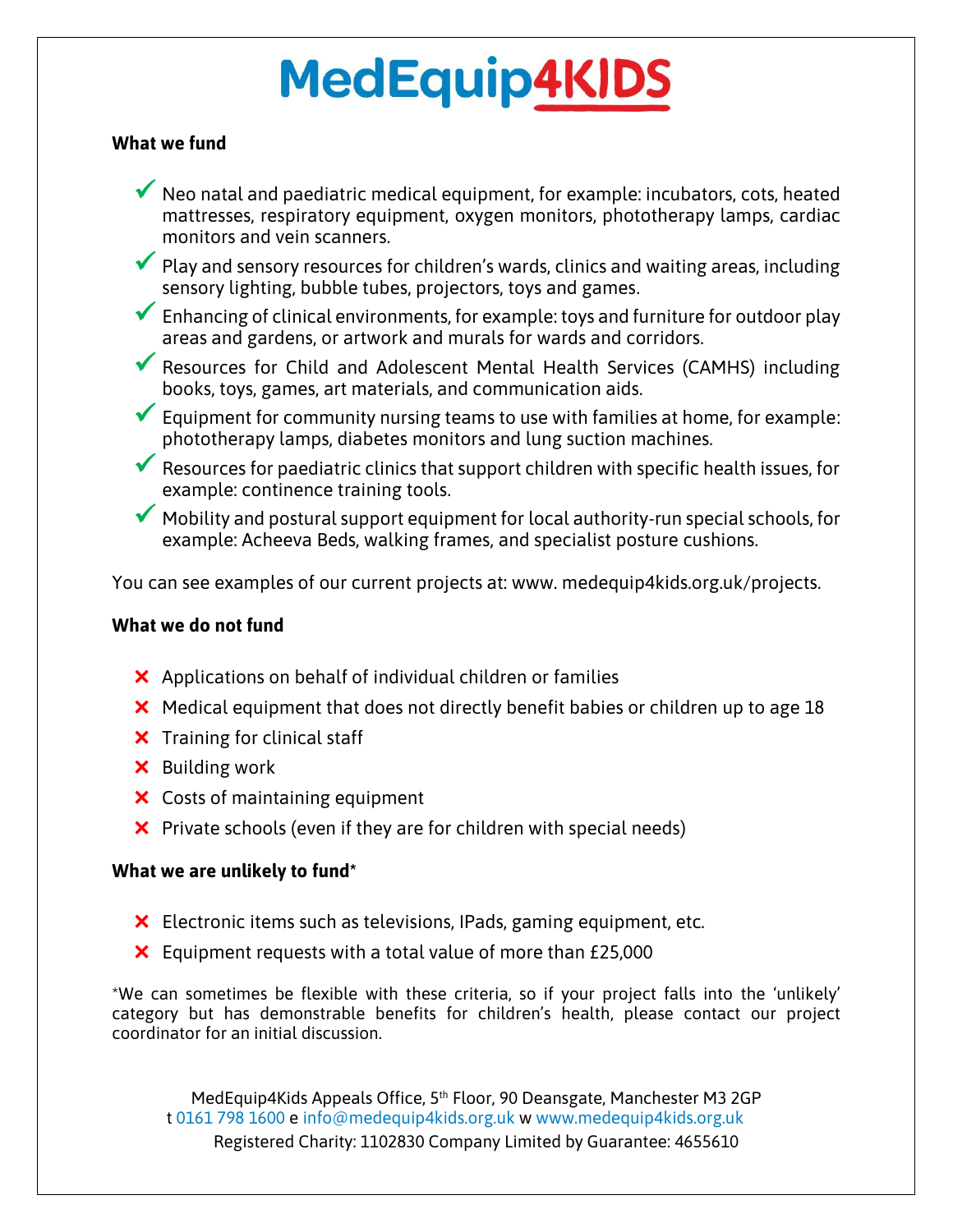# MedEquip4KIDS

**What we fund**

- ✓ Neo natal and paediatric medical equipment, for example: incubators, cots, heated mattresses, respiratory equipment, oxygen monitors, phototherapy lamps, cardiac monitors and vein scanners.
- ✓ Play and sensory resources for children's wards, clinics and waiting areas, including sensory lighting, bubble tubes, projectors, toys and games.
- ✓ Enhancing of clinical environments, for example: toys and furniture for outdoor play areas and gardens, or artwork and murals for wards and corridors.
- ✓ Resources for Child and Adolescent Mental Health Services (CAMHS) including books, toys, games, art materials, and communication aids.
- ✓ Equipment for community nursing teams to use with families at home, for example: phototherapy lamps, diabetes monitors and lung suction machines.
- ✓ Resources for paediatric clinics that support children with specific health issues, for example: continence training tools.
- ✓ Mobility and postural support equipment for local authority-run special schools, for example: Acheeva Beds, walking frames, and specialist posture cushions.

You can see examples of our current projects at: www. medequip4kids.org.uk/projects.

**What we do not fund**

- ✗ Applications on behalf of individual children or families
- ✗ Medical equipment that does not directly benefit babies or children up to age 18
- ✗ Training for clinical staff
- ✗ Building work
- ✗ Costs of maintaining equipment
- ✗ Private schools (even if they are for children with special needs)

**What we are unlikely to fund***

- ✗ Electronic items such as televisions, IPads, gaming equipment, etc.
- ✗ Equipment requests with a total value of more than £25,000

*We can sometimes be flexible with these criteria, so if your project falls into the 'unlikely' category but has demonstrable benefits for children's health, please contact our project coordinator for an initial discussion.

MedEquip4Kids Appeals Office, 5th Floor, 90 Deansgate, Manchester M3 2GP
t 0161 798 1600 e info@medequip4kids.org.uk w www.medequip4kids.org.uk
Registered Charity: 1102830 Company Limited by Guarantee: 4655610